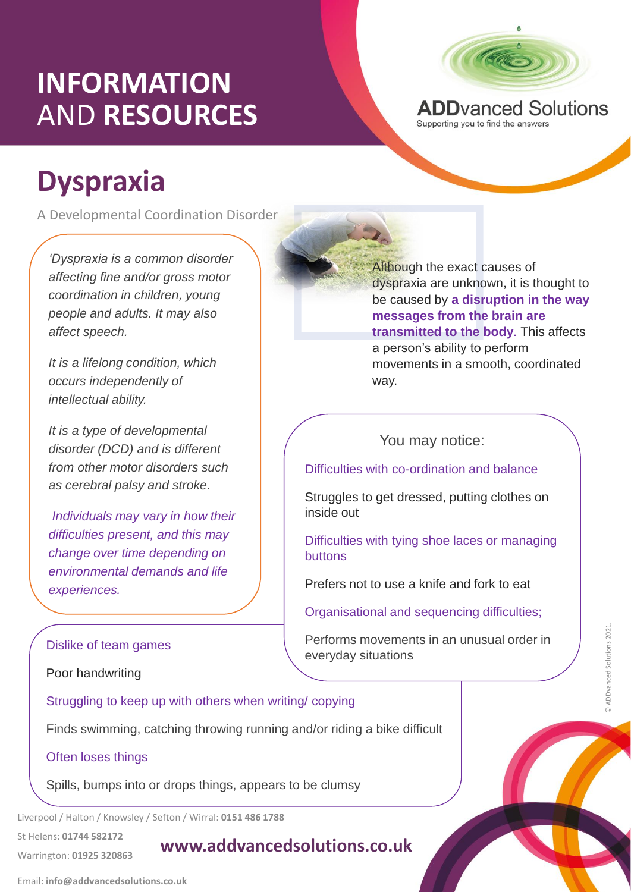# INFORMATION AND RESOURCES

**ADDvanced Solutions**
Supporting you to find the answers

# Dyspraxia

A Developmental Coordination Disorder

*'Dyspraxia is a common disorder affecting fine and/or gross motor coordination in children, young people and adults. It may also affect speech.*

*It is a lifelong condition, which occurs independently of intellectual ability.*

*It is a type of developmental disorder (DCD) and is different from other motor disorders such as cerebral palsy and stroke.*

*Individuals may vary in how their difficulties present, and this may change over time depending on environmental demands and life experiences.*

Although the exact causes of dyspraxia are unknown, it is thought to be caused by **a disruption in the way messages from the brain are transmitted to the body**. This affects a person's ability to perform movements in a smooth, coordinated way.

You may notice:

- Difficulties with co-ordination and balance
- Struggles to get dressed, putting clothes on inside out
- Difficulties with tying shoe laces or managing buttons
- Prefers not to use a knife and fork to eat
- Organisational and sequencing difficulties;
- Performs movements in an unusual order in everyday situations
- Dislike of team games
- Poor handwriting
- Struggling to keep up with others when writing/ copying
- Finds swimming, catching throwing running and/or riding a bike difficult
- Often loses things
- Spills, bumps into or drops things, appears to be clumsy

Liverpool / Halton / Knowsley / Sefton / Wirral: **0151 486 1788**

St Helens: **01744 582172**

Warrington: **01925 320863**

Email: **info@addvancedsolutions.co.uk**

**www.addvancedsolutions.co.uk**

© ADDvanced Solutions 2021.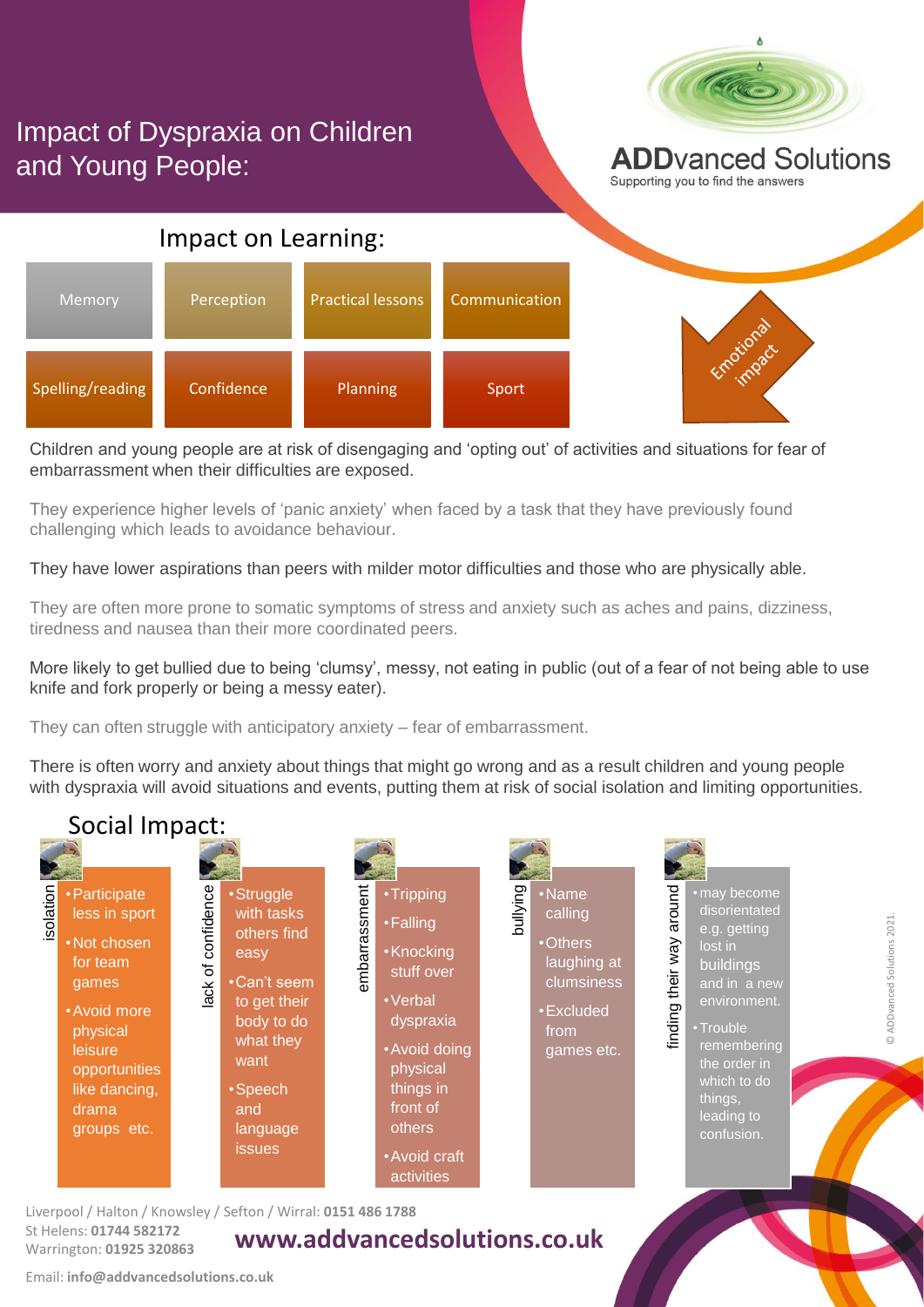# Impact of Dyspraxia on Children and Young People:

**ADD**vanced Solutions
Supporting you to find the answers

## Impact on Learning:

| | | | |
|---|---|---|---|
| Memory | Perception | Practical lessons | Communication |
| Spelling/reading | Confidence | Planning | Sport |

Emotional impact

Children and young people are at risk of disengaging and 'opting out' of activities and situations for fear of embarrassment when their difficulties are exposed.

They experience higher levels of 'panic anxiety' when faced by a task that they have previously found challenging which leads to avoidance behaviour.

They have lower aspirations than peers with milder motor difficulties and those who are physically able.

They are often more prone to somatic symptoms of stress and anxiety such as aches and pains, dizziness, tiredness and nausea than their more coordinated peers.

More likely to get bullied due to being 'clumsy', messy, not eating in public (out of a fear of not being able to use knife and fork properly or being a messy eater).

They can often struggle with anticipatory anxiety – fear of embarrassment.

There is often worry and anxiety about things that might go wrong and as a result children and young people with dyspraxia will avoid situations and events, putting them at risk of social isolation and limiting opportunities.

## Social Impact:

**isolation**

- Participate less in sport
- Not chosen for team games
- Avoid more physical leisure opportunities like dancing, drama groups etc.

**lack of confidence**

- Struggle with tasks others find easy
- Can't seem to get their body to do what they want
- Speech and language issues

**embarrassment**

- Tripping
- Falling
- Knocking stuff over
- Verbal dyspraxia
- Avoid doing physical things in front of others
- Avoid craft activities

**bullying**

- Name calling
- Others laughing at clumsiness
- Excluded from games etc.

**finding their way around**

- may become disorientated e.g. getting lost in buildings and in a new environment.
- Trouble remembering the order in which to do things, leading to confusion.

© ADDvanced Solutions 2021.

Liverpool / Halton / Knowsley / Sefton / Wirral: **0151 486 1788**
St Helens: **01744 582172**
Warrington: **01925 320863**

**www.addvancedsolutions.co.uk**

Email: **info@addvancedsolutions.co.uk**